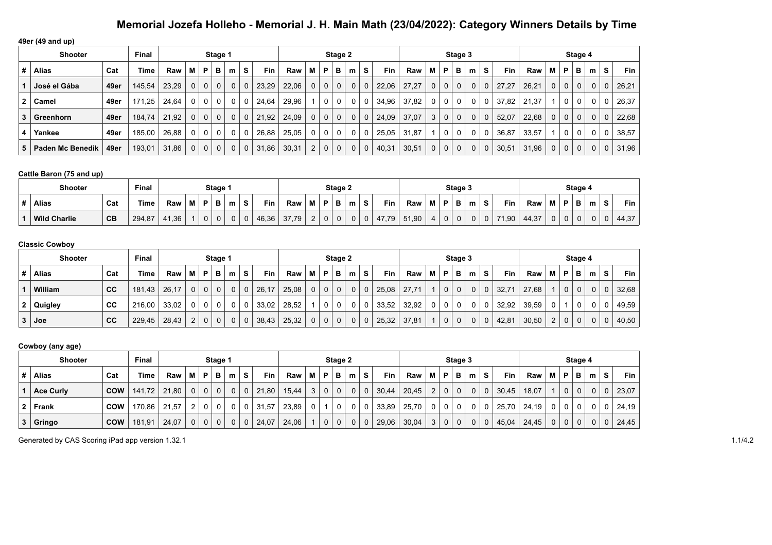# Memorial Jozefa Holleho - Memorial J. H. Main Math (23/04/2022): Category Winners Details by Time

**49er (49 and up)**

| Shooter | | | Final | Stage 1 | | | | | | | Stage 2 | | | | | | | Stage 3 | | | | | | | Stage 4 | | | | | | |
|---|---|---|---|---|---|---|---|---|---|---|---|---|---|---|---|---|---|---|---|---|---|---|---|---|---|---|---|---|---|---|---|
| # | Alias | Cat | Time | Raw | M | P | B | m | S | Fin | Raw | M | P | B | m | S | Fin | Raw | M | P | B | m | S | Fin | Raw | M | P | B | m | S | Fin |
| 1 | José el Gába | 49er | 145,54 | 23,29 | 0 | 0 | 0 | 0 | 0 | 23,29 | 22,06 | 0 | 0 | 0 | 0 | 0 | 22,06 | 27,27 | 0 | 0 | 0 | 0 | 0 | 27,27 | 26,21 | 0 | 0 | 0 | 0 | 0 | 26,21 |
| 2 | Camel | 49er | 171,25 | 24,64 | 0 | 0 | 0 | 0 | 0 | 24,64 | 29,96 | 1 | 0 | 0 | 0 | 0 | 34,96 | 37,82 | 0 | 0 | 0 | 0 | 0 | 37,82 | 21,37 | 1 | 0 | 0 | 0 | 0 | 26,37 |
| 3 | Greenhorn | 49er | 184,74 | 21,92 | 0 | 0 | 0 | 0 | 0 | 21,92 | 24,09 | 0 | 0 | 0 | 0 | 0 | 24,09 | 37,07 | 3 | 0 | 0 | 0 | 0 | 52,07 | 22,68 | 0 | 0 | 0 | 0 | 0 | 22,68 |
| 4 | Yankee | 49er | 185,00 | 26,88 | 0 | 0 | 0 | 0 | 0 | 26,88 | 25,05 | 0 | 0 | 0 | 0 | 0 | 25,05 | 31,87 | 1 | 0 | 0 | 0 | 0 | 36,87 | 33,57 | 1 | 0 | 0 | 0 | 0 | 38,57 |
| 5 | Paden Mc Benedik | 49er | 193,01 | 31,86 | 0 | 0 | 0 | 0 | 0 | 31,86 | 30,31 | 2 | 0 | 0 | 0 | 0 | 40,31 | 30,51 | 0 | 0 | 0 | 0 | 0 | 30,51 | 31,96 | 0 | 0 | 0 | 0 | 0 | 31,96 |

**Cattle Baron (75 and up)**

| Shooter | | | Final | Stage 1 | | | | | | | Stage 2 | | | | | | | Stage 3 | | | | | | | Stage 4 | | | | | | |
|---|---|---|---|---|---|---|---|---|---|---|---|---|---|---|---|---|---|---|---|---|---|---|---|---|---|---|---|---|---|---|---|
| # | Alias | Cat | Time | Raw | M | P | B | m | S | Fin | Raw | M | P | B | m | S | Fin | Raw | M | P | B | m | S | Fin | Raw | M | P | B | m | S | Fin |
| 1 | Wild Charlie | CB | 294,87 | 41,36 | 1 | 0 | 0 | 0 | 0 | 46,36 | 37,79 | 2 | 0 | 0 | 0 | 0 | 47,79 | 51,90 | 4 | 0 | 0 | 0 | 0 | 71,90 | 44,37 | 0 | 0 | 0 | 0 | 0 | 44,37 |

**Classic Cowboy**

| Shooter | | | Final | Stage 1 | | | | | | | Stage 2 | | | | | | | Stage 3 | | | | | | | Stage 4 | | | | | | |
|---|---|---|---|---|---|---|---|---|---|---|---|---|---|---|---|---|---|---|---|---|---|---|---|---|---|---|---|---|---|---|---|
| # | Alias | Cat | Time | Raw | M | P | B | m | S | Fin | Raw | M | P | B | m | S | Fin | Raw | M | P | B | m | S | Fin | Raw | M | P | B | m | S | Fin |
| 1 | William | CC | 181,43 | 26,17 | 0 | 0 | 0 | 0 | 0 | 26,17 | 25,08 | 0 | 0 | 0 | 0 | 0 | 25,08 | 27,71 | 1 | 0 | 0 | 0 | 0 | 32,71 | 27,68 | 1 | 0 | 0 | 0 | 0 | 32,68 |
| 2 | Quigley | CC | 216,00 | 33,02 | 0 | 0 | 0 | 0 | 0 | 33,02 | 28,52 | 1 | 0 | 0 | 0 | 0 | 33,52 | 32,92 | 0 | 0 | 0 | 0 | 0 | 32,92 | 39,59 | 0 | 1 | 0 | 0 | 0 | 49,59 |
| 3 | Joe | CC | 229,45 | 28,43 | 2 | 0 | 0 | 0 | 0 | 38,43 | 25,32 | 0 | 0 | 0 | 0 | 0 | 25,32 | 37,81 | 1 | 0 | 0 | 0 | 0 | 42,81 | 30,50 | 2 | 0 | 0 | 0 | 0 | 40,50 |

**Cowboy (any age)**

| Shooter | | | Final | Stage 1 | | | | | | | Stage 2 | | | | | | | Stage 3 | | | | | | | Stage 4 | | | | | | |
|---|---|---|---|---|---|---|---|---|---|---|---|---|---|---|---|---|---|---|---|---|---|---|---|---|---|---|---|---|---|---|---|
| # | Alias | Cat | Time | Raw | M | P | B | m | S | Fin | Raw | M | P | B | m | S | Fin | Raw | M | P | B | m | S | Fin | Raw | M | P | B | m | S | Fin |
| 1 | Ace Curly | COW | 141,72 | 21,80 | 0 | 0 | 0 | 0 | 0 | 21,80 | 15,44 | 3 | 0 | 0 | 0 | 0 | 30,44 | 20,45 | 2 | 0 | 0 | 0 | 0 | 30,45 | 18,07 | 1 | 0 | 0 | 0 | 0 | 23,07 |
| 2 | Frank | COW | 170,86 | 21,57 | 2 | 0 | 0 | 0 | 0 | 31,57 | 23,89 | 0 | 1 | 0 | 0 | 0 | 33,89 | 25,70 | 0 | 0 | 0 | 0 | 0 | 25,70 | 24,19 | 0 | 0 | 0 | 0 | 0 | 24,19 |
| 3 | Gringo | COW | 181,91 | 24,07 | 0 | 0 | 0 | 0 | 0 | 24,07 | 24,06 | 1 | 0 | 0 | 0 | 0 | 29,06 | 30,04 | 3 | 0 | 0 | 0 | 0 | 45,04 | 24,45 | 0 | 0 | 0 | 0 | 0 | 24,45 |

Generated by CAS Scoring iPad app version 1.32.1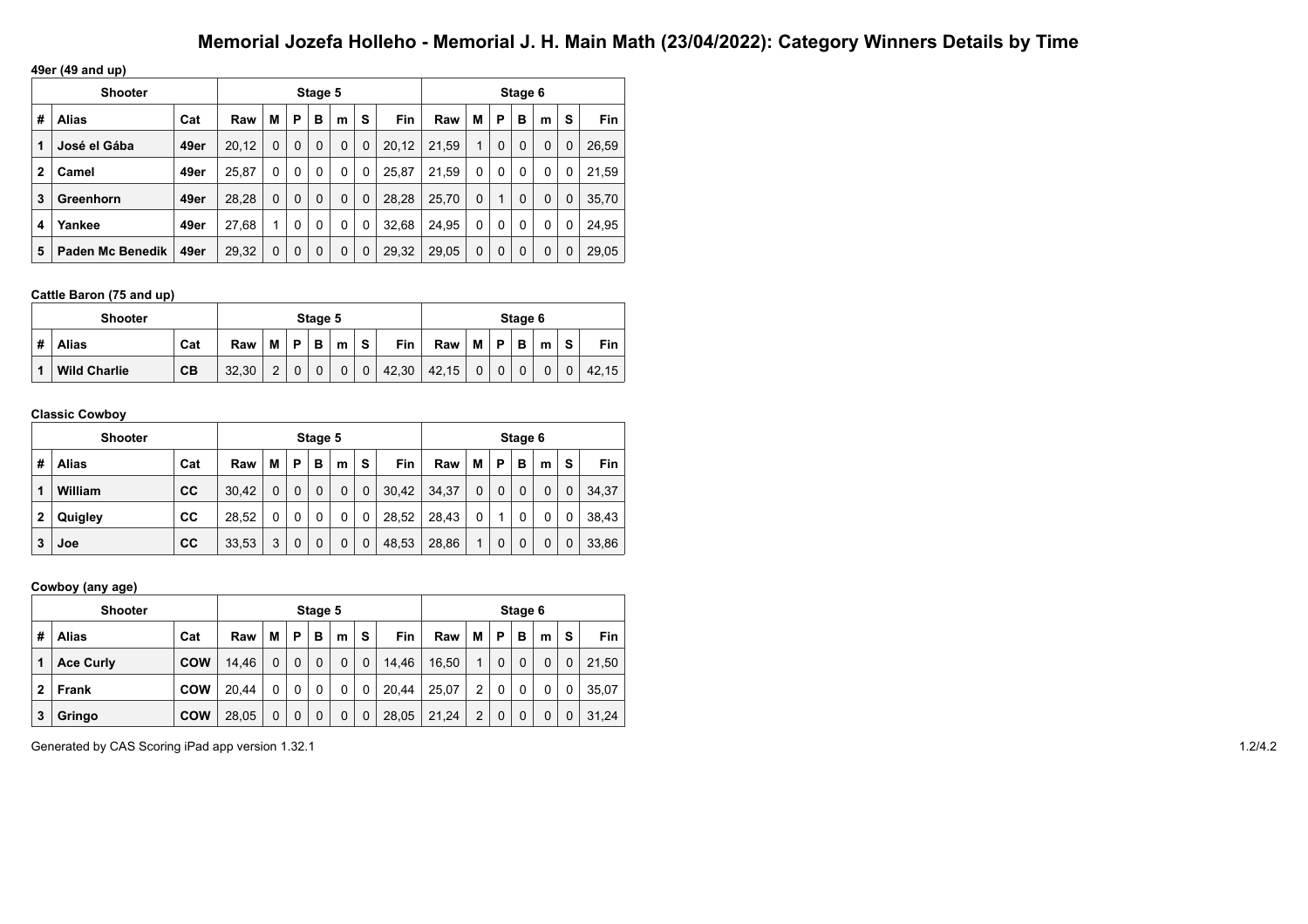# Memorial Jozefa Holleho - Memorial J. H. Main Math (23/04/2022): Category Winners Details by Time

**49er (49 and up)**

| Shooter | | | Stage 5 | | | | | | | Stage 6 | | | | | | |
|---|---|---|---|---|---|---|---|---|---|---|---|---|---|---|---|---|
| # | Alias | Cat | Raw | M | P | B | m | S | Fin | Raw | M | P | B | m | S | Fin |
| 1 | José el Gába | 49er | 20,12 | 0 | 0 | 0 | 0 | 0 | 20,12 | 21,59 | 1 | 0 | 0 | 0 | 0 | 26,59 |
| 2 | Camel | 49er | 25,87 | 0 | 0 | 0 | 0 | 0 | 25,87 | 21,59 | 0 | 0 | 0 | 0 | 0 | 21,59 |
| 3 | Greenhorn | 49er | 28,28 | 0 | 0 | 0 | 0 | 0 | 28,28 | 25,70 | 0 | 1 | 0 | 0 | 0 | 35,70 |
| 4 | Yankee | 49er | 27,68 | 1 | 0 | 0 | 0 | 0 | 32,68 | 24,95 | 0 | 0 | 0 | 0 | 0 | 24,95 |
| 5 | Paden Mc Benedik | 49er | 29,32 | 0 | 0 | 0 | 0 | 0 | 29,32 | 29,05 | 0 | 0 | 0 | 0 | 0 | 29,05 |

**Cattle Baron (75 and up)**

| Shooter | | | Stage 5 | | | | | | | Stage 6 | | | | | | |
|---|---|---|---|---|---|---|---|---|---|---|---|---|---|---|---|---|
| # | Alias | Cat | Raw | M | P | B | m | S | Fin | Raw | M | P | B | m | S | Fin |
| 1 | Wild Charlie | CB | 32,30 | 2 | 0 | 0 | 0 | 0 | 42,30 | 42,15 | 0 | 0 | 0 | 0 | 0 | 42,15 |

**Classic Cowboy**

| Shooter | | | Stage 5 | | | | | | | Stage 6 | | | | | | |
|---|---|---|---|---|---|---|---|---|---|---|---|---|---|---|---|---|
| # | Alias | Cat | Raw | M | P | B | m | S | Fin | Raw | M | P | B | m | S | Fin |
| 1 | William | CC | 30,42 | 0 | 0 | 0 | 0 | 0 | 30,42 | 34,37 | 0 | 0 | 0 | 0 | 0 | 34,37 |
| 2 | Quigley | CC | 28,52 | 0 | 0 | 0 | 0 | 0 | 28,52 | 28,43 | 0 | 1 | 0 | 0 | 0 | 38,43 |
| 3 | Joe | CC | 33,53 | 3 | 0 | 0 | 0 | 0 | 48,53 | 28,86 | 1 | 0 | 0 | 0 | 0 | 33,86 |

**Cowboy (any age)**

| Shooter | | | Stage 5 | | | | | | | Stage 6 | | | | | | |
|---|---|---|---|---|---|---|---|---|---|---|---|---|---|---|---|---|
| # | Alias | Cat | Raw | M | P | B | m | S | Fin | Raw | M | P | B | m | S | Fin |
| 1 | Ace Curly | COW | 14,46 | 0 | 0 | 0 | 0 | 0 | 14,46 | 16,50 | 1 | 0 | 0 | 0 | 0 | 21,50 |
| 2 | Frank | COW | 20,44 | 0 | 0 | 0 | 0 | 0 | 20,44 | 25,07 | 2 | 0 | 0 | 0 | 0 | 35,07 |
| 3 | Gringo | COW | 28,05 | 0 | 0 | 0 | 0 | 0 | 28,05 | 21,24 | 2 | 0 | 0 | 0 | 0 | 31,24 |

Generated by CAS Scoring iPad app version 1.32.1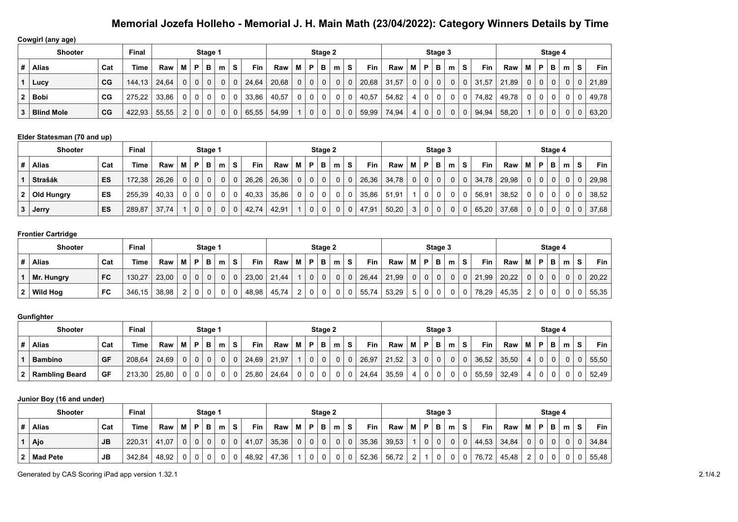# Memorial Jozefa Holleho - Memorial J. H. Main Math (23/04/2022): Category Winners Details by Time

**Cowgirl (any age)**

| Shooter | | | Final | Stage 1 | | | | | | | Stage 2 | | | | | | | Stage 3 | | | | | | | Stage 4 | | | | | | |
|---|---|---|---|---|---|---|---|---|---|---|---|---|---|---|---|---|---|---|---|---|---|---|---|---|---|---|---|---|---|---|---|
| # | Alias | Cat | Time | Raw | M | P | B | m | S | Fin | Raw | M | P | B | m | S | Fin | Raw | M | P | B | m | S | Fin | Raw | M | P | B | m | S | Fin |
| 1 | **Lucy** | **CG** | 144,13 | 24,64 | 0 | 0 | 0 | 0 | 0 | 24,64 | 20,68 | 0 | 0 | 0 | 0 | 0 | 20,68 | 31,57 | 0 | 0 | 0 | 0 | 0 | 31,57 | 21,89 | 0 | 0 | 0 | 0 | 0 | 21,89 |
| 2 | **Bobi** | **CG** | 275,22 | 33,86 | 0 | 0 | 0 | 0 | 0 | 33,86 | 40,57 | 0 | 0 | 0 | 0 | 0 | 40,57 | 54,82 | 4 | 0 | 0 | 0 | 0 | 74,82 | 49,78 | 0 | 0 | 0 | 0 | 0 | 49,78 |
| 3 | **Blind Mole** | **CG** | 422,93 | 55,55 | 2 | 0 | 0 | 0 | 0 | 65,55 | 54,99 | 1 | 0 | 0 | 0 | 0 | 59,99 | 74,94 | 4 | 0 | 0 | 0 | 0 | 94,94 | 58,20 | 1 | 0 | 0 | 0 | 0 | 63,20 |

**Elder Statesman (70 and up)**

| Shooter | | | Final | Stage 1 | | | | | | | Stage 2 | | | | | | | Stage 3 | | | | | | | Stage 4 | | | | | | |
|---|---|---|---|---|---|---|---|---|---|---|---|---|---|---|---|---|---|---|---|---|---|---|---|---|---|---|---|---|---|---|---|
| # | Alias | Cat | Time | Raw | M | P | B | m | S | Fin | Raw | M | P | B | m | S | Fin | Raw | M | P | B | m | S | Fin | Raw | M | P | B | m | S | Fin |
| 1 | **Strašák** | **ES** | 172,38 | 26,26 | 0 | 0 | 0 | 0 | 0 | 26,26 | 26,36 | 0 | 0 | 0 | 0 | 0 | 26,36 | 34,78 | 0 | 0 | 0 | 0 | 0 | 34,78 | 29,98 | 0 | 0 | 0 | 0 | 0 | 29,98 |
| 2 | **Old Hungry** | **ES** | 255,39 | 40,33 | 0 | 0 | 0 | 0 | 0 | 40,33 | 35,86 | 0 | 0 | 0 | 0 | 0 | 35,86 | 51,91 | 1 | 0 | 0 | 0 | 0 | 56,91 | 38,52 | 0 | 0 | 0 | 0 | 0 | 38,52 |
| 3 | **Jerry** | **ES** | 289,87 | 37,74 | 1 | 0 | 0 | 0 | 0 | 42,74 | 42,91 | 1 | 0 | 0 | 0 | 0 | 47,91 | 50,20 | 3 | 0 | 0 | 0 | 0 | 65,20 | 37,68 | 0 | 0 | 0 | 0 | 0 | 37,68 |

**Frontier Cartridge**

| Shooter | | | Final | Stage 1 | | | | | | | Stage 2 | | | | | | | Stage 3 | | | | | | | Stage 4 | | | | | | |
|---|---|---|---|---|---|---|---|---|---|---|---|---|---|---|---|---|---|---|---|---|---|---|---|---|---|---|---|---|---|---|---|
| # | Alias | Cat | Time | Raw | M | P | B | m | S | Fin | Raw | M | P | B | m | S | Fin | Raw | M | P | B | m | S | Fin | Raw | M | P | B | m | S | Fin |
| 1 | **Mr. Hungry** | **FC** | 130,27 | 23,00 | 0 | 0 | 0 | 0 | 0 | 23,00 | 21,44 | 1 | 0 | 0 | 0 | 0 | 26,44 | 21,99 | 0 | 0 | 0 | 0 | 0 | 21,99 | 20,22 | 0 | 0 | 0 | 0 | 0 | 20,22 |
| 2 | **Wild Hog** | **FC** | 346,15 | 38,98 | 2 | 0 | 0 | 0 | 0 | 48,98 | 45,74 | 2 | 0 | 0 | 0 | 0 | 55,74 | 53,29 | 5 | 0 | 0 | 0 | 0 | 78,29 | 45,35 | 2 | 0 | 0 | 0 | 0 | 55,35 |

**Gunfighter**

| Shooter | | | Final | Stage 1 | | | | | | | Stage 2 | | | | | | | Stage 3 | | | | | | | Stage 4 | | | | | | |
|---|---|---|---|---|---|---|---|---|---|---|---|---|---|---|---|---|---|---|---|---|---|---|---|---|---|---|---|---|---|---|---|
| # | Alias | Cat | Time | Raw | M | P | B | m | S | Fin | Raw | M | P | B | m | S | Fin | Raw | M | P | B | m | S | Fin | Raw | M | P | B | m | S | Fin |
| 1 | **Bambino** | **GF** | 208,64 | 24,69 | 0 | 0 | 0 | 0 | 0 | 24,69 | 21,97 | 1 | 0 | 0 | 0 | 0 | 26,97 | 21,52 | 3 | 0 | 0 | 0 | 0 | 36,52 | 35,50 | 4 | 0 | 0 | 0 | 0 | 55,50 |
| 2 | **Rambling Beard** | **GF** | 213,30 | 25,80 | 0 | 0 | 0 | 0 | 0 | 25,80 | 24,64 | 0 | 0 | 0 | 0 | 0 | 24,64 | 35,59 | 4 | 0 | 0 | 0 | 0 | 55,59 | 32,49 | 4 | 0 | 0 | 0 | 0 | 52,49 |

**Junior Boy (16 and under)**

| Shooter | | | Final | Stage 1 | | | | | | | Stage 2 | | | | | | | Stage 3 | | | | | | | Stage 4 | | | | | | |
|---|---|---|---|---|---|---|---|---|---|---|---|---|---|---|---|---|---|---|---|---|---|---|---|---|---|---|---|---|---|---|---|
| # | Alias | Cat | Time | Raw | M | P | B | m | S | Fin | Raw | M | P | B | m | S | Fin | Raw | M | P | B | m | S | Fin | Raw | M | P | B | m | S | Fin |
| 1 | **Ajo** | **JB** | 220,31 | 41,07 | 0 | 0 | 0 | 0 | 0 | 41,07 | 35,36 | 0 | 0 | 0 | 0 | 0 | 35,36 | 39,53 | 1 | 0 | 0 | 0 | 0 | 44,53 | 34,84 | 0 | 0 | 0 | 0 | 0 | 34,84 |
| 2 | **Mad Pete** | **JB** | 342,84 | 48,92 | 0 | 0 | 0 | 0 | 0 | 48,92 | 47,36 | 1 | 0 | 0 | 0 | 0 | 52,36 | 56,72 | 2 | 1 | 0 | 0 | 0 | 76,72 | 45,48 | 2 | 0 | 0 | 0 | 0 | 55,48 |

Generated by CAS Scoring iPad app version 1.32.1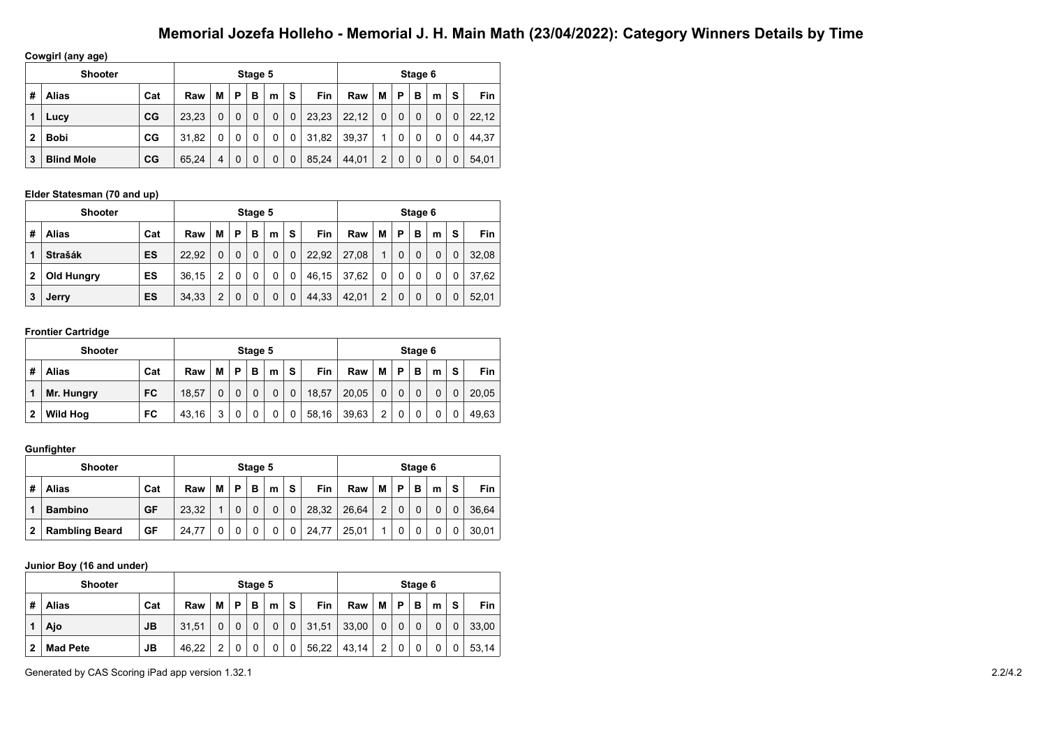# Memorial Jozefa Holleho - Memorial J. H. Main Math (23/04/2022): Category Winners Details by Time

**Cowgirl (any age)**

| Shooter | | | Stage 5 | | | | | | | Stage 6 | | | | | | |
|---|---|---|---|---|---|---|---|---|---|---|---|---|---|---|---|---|
| # | Alias | Cat | Raw | M | P | B | m | S | Fin | Raw | M | P | B | m | S | Fin |
| 1 | Lucy | CG | 23,23 | 0 | 0 | 0 | 0 | 0 | 23,23 | 22,12 | 0 | 0 | 0 | 0 | 0 | 22,12 |
| 2 | Bobi | CG | 31,82 | 0 | 0 | 0 | 0 | 0 | 31,82 | 39,37 | 1 | 0 | 0 | 0 | 0 | 44,37 |
| 3 | Blind Mole | CG | 65,24 | 4 | 0 | 0 | 0 | 0 | 85,24 | 44,01 | 2 | 0 | 0 | 0 | 0 | 54,01 |

**Elder Statesman (70 and up)**

| Shooter | | | Stage 5 | | | | | | | Stage 6 | | | | | | |
|---|---|---|---|---|---|---|---|---|---|---|---|---|---|---|---|---|
| # | Alias | Cat | Raw | M | P | B | m | S | Fin | Raw | M | P | B | m | S | Fin |
| 1 | Strašák | ES | 22,92 | 0 | 0 | 0 | 0 | 0 | 22,92 | 27,08 | 1 | 0 | 0 | 0 | 0 | 32,08 |
| 2 | Old Hungry | ES | 36,15 | 2 | 0 | 0 | 0 | 0 | 46,15 | 37,62 | 0 | 0 | 0 | 0 | 0 | 37,62 |
| 3 | Jerry | ES | 34,33 | 2 | 0 | 0 | 0 | 0 | 44,33 | 42,01 | 2 | 0 | 0 | 0 | 0 | 52,01 |

**Frontier Cartridge**

| Shooter | | | Stage 5 | | | | | | | Stage 6 | | | | | | |
|---|---|---|---|---|---|---|---|---|---|---|---|---|---|---|---|---|
| # | Alias | Cat | Raw | M | P | B | m | S | Fin | Raw | M | P | B | m | S | Fin |
| 1 | Mr. Hungry | FC | 18,57 | 0 | 0 | 0 | 0 | 0 | 18,57 | 20,05 | 0 | 0 | 0 | 0 | 0 | 20,05 |
| 2 | Wild Hog | FC | 43,16 | 3 | 0 | 0 | 0 | 0 | 58,16 | 39,63 | 2 | 0 | 0 | 0 | 0 | 49,63 |

**Gunfighter**

| Shooter | | | Stage 5 | | | | | | | Stage 6 | | | | | | |
|---|---|---|---|---|---|---|---|---|---|---|---|---|---|---|---|---|
| # | Alias | Cat | Raw | M | P | B | m | S | Fin | Raw | M | P | B | m | S | Fin |
| 1 | Bambino | GF | 23,32 | 1 | 0 | 0 | 0 | 0 | 28,32 | 26,64 | 2 | 0 | 0 | 0 | 0 | 36,64 |
| 2 | Rambling Beard | GF | 24,77 | 0 | 0 | 0 | 0 | 0 | 24,77 | 25,01 | 1 | 0 | 0 | 0 | 0 | 30,01 |

**Junior Boy (16 and under)**

| Shooter | | | Stage 5 | | | | | | | Stage 6 | | | | | | |
|---|---|---|---|---|---|---|---|---|---|---|---|---|---|---|---|---|
| # | Alias | Cat | Raw | M | P | B | m | S | Fin | Raw | M | P | B | m | S | Fin |
| 1 | Ajo | JB | 31,51 | 0 | 0 | 0 | 0 | 0 | 31,51 | 33,00 | 0 | 0 | 0 | 0 | 0 | 33,00 |
| 2 | Mad Pete | JB | 46,22 | 2 | 0 | 0 | 0 | 0 | 56,22 | 43,14 | 2 | 0 | 0 | 0 | 0 | 53,14 |

Generated by CAS Scoring iPad app version 1.32.1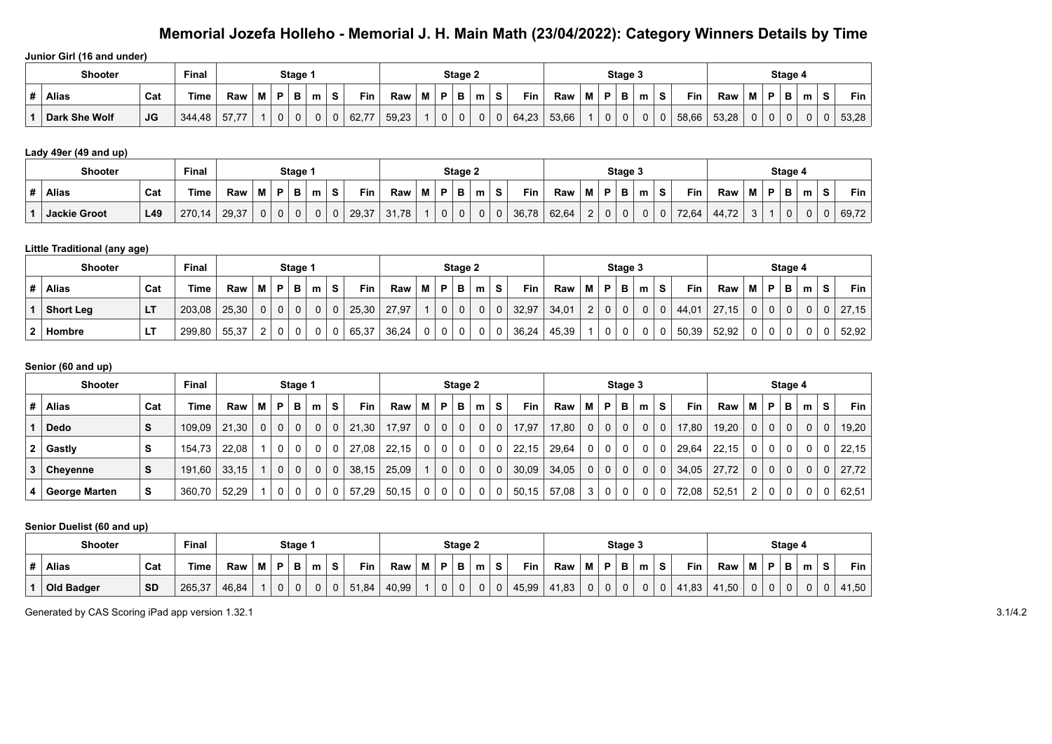# Memorial Jozefa Holleho - Memorial J. H. Main Math (23/04/2022): Category Winners Details by Time

### Junior Girl (16 and under)

| Shooter | | | Final | Stage 1 | | | | | | | Stage 2 | | | | | | | Stage 3 | | | | | | | Stage 4 | | | | | | |
|---|---|---|---|---|---|---|---|---|---|---|---|---|---|---|---|---|---|---|---|---|---|---|---|---|---|---|---|---|---|---|---|
| # | Alias | Cat | Time | Raw | M | P | B | m | S | Fin | Raw | M | P | B | m | S | Fin | Raw | M | P | B | m | S | Fin | Raw | M | P | B | m | S | Fin |
| 1 | Dark She Wolf | JG | 344,48 | 57,77 | 1 | 0 | 0 | 0 | 0 | 62,77 | 59,23 | 1 | 0 | 0 | 0 | 0 | 64,23 | 53,66 | 1 | 0 | 0 | 0 | 0 | 58,66 | 53,28 | 0 | 0 | 0 | 0 | 0 | 53,28 |

### Lady 49er (49 and up)

| Shooter | | | Final | Stage 1 | | | | | | | Stage 2 | | | | | | | Stage 3 | | | | | | | Stage 4 | | | | | | |
|---|---|---|---|---|---|---|---|---|---|---|---|---|---|---|---|---|---|---|---|---|---|---|---|---|---|---|---|---|---|---|---|
| # | Alias | Cat | Time | Raw | M | P | B | m | S | Fin | Raw | M | P | B | m | S | Fin | Raw | M | P | B | m | S | Fin | Raw | M | P | B | m | S | Fin |
| 1 | Jackie Groot | L49 | 270,14 | 29,37 | 0 | 0 | 0 | 0 | 0 | 29,37 | 31,78 | 1 | 0 | 0 | 0 | 0 | 36,78 | 62,64 | 2 | 0 | 0 | 0 | 0 | 72,64 | 44,72 | 3 | 1 | 0 | 0 | 0 | 69,72 |

### Little Traditional (any age)

| Shooter | | | Final | Stage 1 | | | | | | | Stage 2 | | | | | | | Stage 3 | | | | | | | Stage 4 | | | | | | |
|---|---|---|---|---|---|---|---|---|---|---|---|---|---|---|---|---|---|---|---|---|---|---|---|---|---|---|---|---|---|---|---|
| # | Alias | Cat | Time | Raw | M | P | B | m | S | Fin | Raw | M | P | B | m | S | Fin | Raw | M | P | B | m | S | Fin | Raw | M | P | B | m | S | Fin |
| 1 | Short Leg | LT | 203,08 | 25,30 | 0 | 0 | 0 | 0 | 0 | 25,30 | 27,97 | 1 | 0 | 0 | 0 | 0 | 32,97 | 34,01 | 2 | 0 | 0 | 0 | 0 | 44,01 | 27,15 | 0 | 0 | 0 | 0 | 0 | 27,15 |
| 2 | Hombre | LT | 299,80 | 55,37 | 2 | 0 | 0 | 0 | 0 | 65,37 | 36,24 | 0 | 0 | 0 | 0 | 0 | 36,24 | 45,39 | 1 | 0 | 0 | 0 | 0 | 50,39 | 52,92 | 0 | 0 | 0 | 0 | 0 | 52,92 |

### Senior (60 and up)

| Shooter | | | Final | Stage 1 | | | | | | | Stage 2 | | | | | | | Stage 3 | | | | | | | Stage 4 | | | | | | |
|---|---|---|---|---|---|---|---|---|---|---|---|---|---|---|---|---|---|---|---|---|---|---|---|---|---|---|---|---|---|---|---|
| # | Alias | Cat | Time | Raw | M | P | B | m | S | Fin | Raw | M | P | B | m | S | Fin | Raw | M | P | B | m | S | Fin | Raw | M | P | B | m | S | Fin |
| 1 | Dedo | S | 109,09 | 21,30 | 0 | 0 | 0 | 0 | 0 | 21,30 | 17,97 | 0 | 0 | 0 | 0 | 0 | 17,97 | 17,80 | 0 | 0 | 0 | 0 | 0 | 17,80 | 19,20 | 0 | 0 | 0 | 0 | 0 | 19,20 |
| 2 | Gastly | S | 154,73 | 22,08 | 1 | 0 | 0 | 0 | 0 | 27,08 | 22,15 | 0 | 0 | 0 | 0 | 0 | 22,15 | 29,64 | 0 | 0 | 0 | 0 | 0 | 29,64 | 22,15 | 0 | 0 | 0 | 0 | 0 | 22,15 |
| 3 | Cheyenne | S | 191,60 | 33,15 | 1 | 0 | 0 | 0 | 0 | 38,15 | 25,09 | 1 | 0 | 0 | 0 | 0 | 30,09 | 34,05 | 0 | 0 | 0 | 0 | 0 | 34,05 | 27,72 | 0 | 0 | 0 | 0 | 0 | 27,72 |
| 4 | George Marten | S | 360,70 | 52,29 | 1 | 0 | 0 | 0 | 0 | 57,29 | 50,15 | 0 | 0 | 0 | 0 | 0 | 50,15 | 57,08 | 3 | 0 | 0 | 0 | 0 | 72,08 | 52,51 | 2 | 0 | 0 | 0 | 0 | 62,51 |

### Senior Duelist (60 and up)

| Shooter | | | Final | Stage 1 | | | | | | | Stage 2 | | | | | | | Stage 3 | | | | | | | Stage 4 | | | | | | |
|---|---|---|---|---|---|---|---|---|---|---|---|---|---|---|---|---|---|---|---|---|---|---|---|---|---|---|---|---|---|---|---|
| # | Alias | Cat | Time | Raw | M | P | B | m | S | Fin | Raw | M | P | B | m | S | Fin | Raw | M | P | B | m | S | Fin | Raw | M | P | B | m | S | Fin |
| 1 | Old Badger | SD | 265,37 | 46,84 | 1 | 0 | 0 | 0 | 0 | 51,84 | 40,99 | 1 | 0 | 0 | 0 | 0 | 45,99 | 41,83 | 0 | 0 | 0 | 0 | 0 | 41,83 | 41,50 | 0 | 0 | 0 | 0 | 0 | 41,50 |

Generated by CAS Scoring iPad app version 1.32.1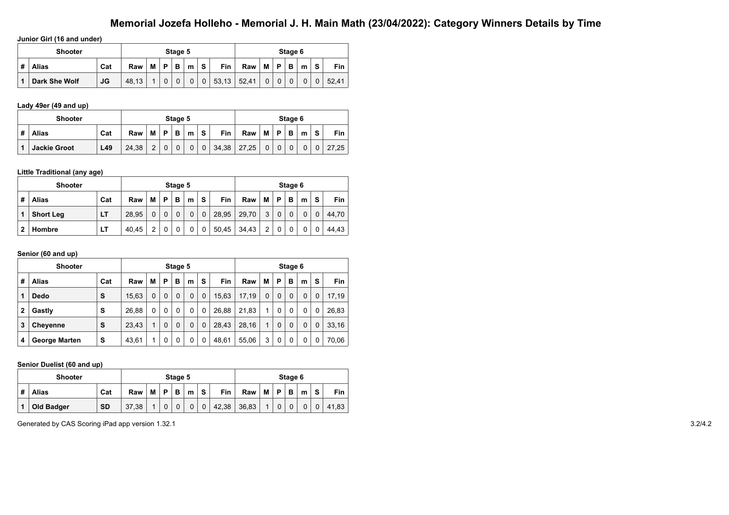# Memorial Jozefa Holleho - Memorial J. H. Main Math (23/04/2022): Category Winners Details by Time

**Junior Girl (16 and under)**

| Shooter | | | Stage 5 | | | | | | | Stage 6 | | | | | | |
|---|---|---|---|---|---|---|---|---|---|---|---|---|---|---|---|---|
| # | Alias | Cat | Raw | M | P | B | m | S | Fin | Raw | M | P | B | m | S | Fin |
| 1 | **Dark She Wolf** | **JG** | 48,13 | 1 | 0 | 0 | 0 | 0 | 53,13 | 52,41 | 0 | 0 | 0 | 0 | 0 | 52,41 |

**Lady 49er (49 and up)**

| Shooter | | | Stage 5 | | | | | | | Stage 6 | | | | | | |
|---|---|---|---|---|---|---|---|---|---|---|---|---|---|---|---|---|
| # | Alias | Cat | Raw | M | P | B | m | S | Fin | Raw | M | P | B | m | S | Fin |
| 1 | **Jackie Groot** | **L49** | 24,38 | 2 | 0 | 0 | 0 | 0 | 34,38 | 27,25 | 0 | 0 | 0 | 0 | 0 | 27,25 |

**Little Traditional (any age)**

| Shooter | | | Stage 5 | | | | | | | Stage 6 | | | | | | |
|---|---|---|---|---|---|---|---|---|---|---|---|---|---|---|---|---|
| # | Alias | Cat | Raw | M | P | B | m | S | Fin | Raw | M | P | B | m | S | Fin |
| 1 | **Short Leg** | **LT** | 28,95 | 0 | 0 | 0 | 0 | 0 | 28,95 | 29,70 | 3 | 0 | 0 | 0 | 0 | 44,70 |
| 2 | **Hombre** | **LT** | 40,45 | 2 | 0 | 0 | 0 | 0 | 50,45 | 34,43 | 2 | 0 | 0 | 0 | 0 | 44,43 |

**Senior (60 and up)**

| Shooter | | | Stage 5 | | | | | | | Stage 6 | | | | | | |
|---|---|---|---|---|---|---|---|---|---|---|---|---|---|---|---|---|
| # | Alias | Cat | Raw | M | P | B | m | S | Fin | Raw | M | P | B | m | S | Fin |
| 1 | **Dedo** | **S** | 15,63 | 0 | 0 | 0 | 0 | 0 | 15,63 | 17,19 | 0 | 0 | 0 | 0 | 0 | 17,19 |
| 2 | **Gastly** | **S** | 26,88 | 0 | 0 | 0 | 0 | 0 | 26,88 | 21,83 | 1 | 0 | 0 | 0 | 0 | 26,83 |
| 3 | **Cheyenne** | **S** | 23,43 | 1 | 0 | 0 | 0 | 0 | 28,43 | 28,16 | 1 | 0 | 0 | 0 | 0 | 33,16 |
| 4 | **George Marten** | **S** | 43,61 | 1 | 0 | 0 | 0 | 0 | 48,61 | 55,06 | 3 | 0 | 0 | 0 | 0 | 70,06 |

**Senior Duelist (60 and up)**

| Shooter | | | Stage 5 | | | | | | | Stage 6 | | | | | | |
|---|---|---|---|---|---|---|---|---|---|---|---|---|---|---|---|---|
| # | Alias | Cat | Raw | M | P | B | m | S | Fin | Raw | M | P | B | m | S | Fin |
| 1 | **Old Badger** | **SD** | 37,38 | 1 | 0 | 0 | 0 | 0 | 42,38 | 36,83 | 1 | 0 | 0 | 0 | 0 | 41,83 |

Generated by CAS Scoring iPad app version 1.32.1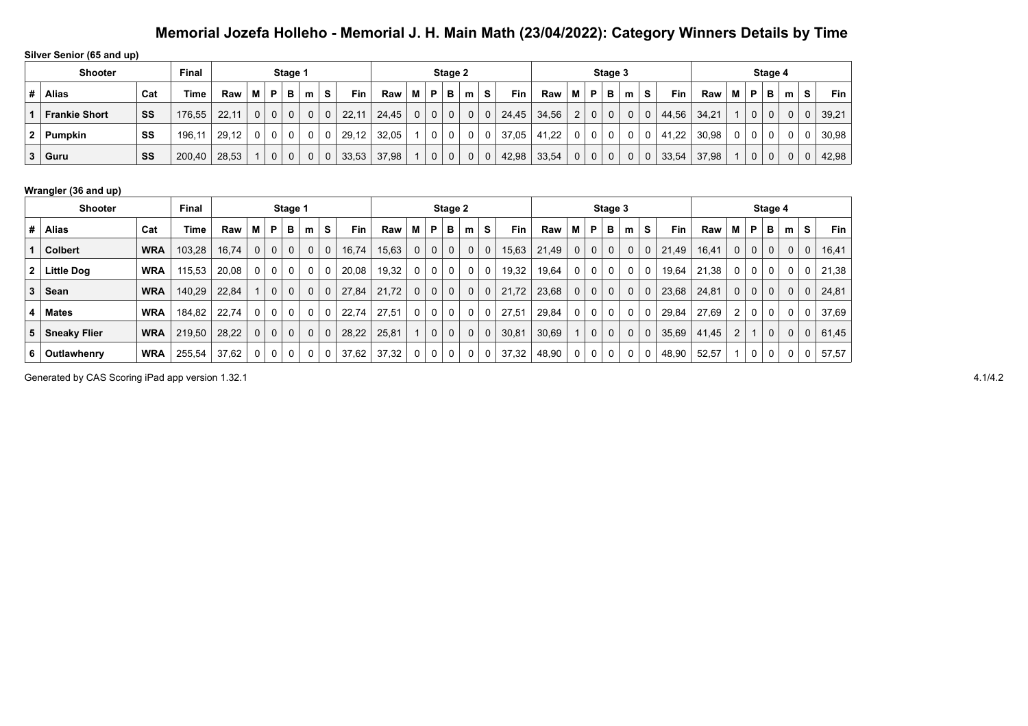# Memorial Jozefa Holleho - Memorial J. H. Main Math (23/04/2022): Category Winners Details by Time

### Silver Senior (65 and up)

| Shooter | | | Final | Stage 1 | | | | | | | Stage 2 | | | | | | | Stage 3 | | | | | | | Stage 4 | | | | | | |
|---|---|---|---|---|---|---|---|---|---|---|---|---|---|---|---|---|---|---|---|---|---|---|---|---|---|---|---|---|---|---|---|
| # | Alias | Cat | Time | Raw | M | P | B | m | S | Fin | Raw | M | P | B | m | S | Fin | Raw | M | P | B | m | S | Fin | Raw | M | P | B | m | S | Fin |
| 1 | **Frankie Short** | **SS** | 176,55 | 22,11 | 0 | 0 | 0 | 0 | 0 | 22,11 | 24,45 | 0 | 0 | 0 | 0 | 0 | 24,45 | 34,56 | 2 | 0 | 0 | 0 | 0 | 44,56 | 34,21 | 1 | 0 | 0 | 0 | 0 | 39,21 |
| 2 | **Pumpkin** | **SS** | 196,11 | 29,12 | 0 | 0 | 0 | 0 | 0 | 29,12 | 32,05 | 1 | 0 | 0 | 0 | 0 | 37,05 | 41,22 | 0 | 0 | 0 | 0 | 0 | 41,22 | 30,98 | 0 | 0 | 0 | 0 | 0 | 30,98 |
| 3 | **Guru** | **SS** | 200,40 | 28,53 | 1 | 0 | 0 | 0 | 0 | 33,53 | 37,98 | 1 | 0 | 0 | 0 | 0 | 42,98 | 33,54 | 0 | 0 | 0 | 0 | 0 | 33,54 | 37,98 | 1 | 0 | 0 | 0 | 0 | 42,98 |

### Wrangler (36 and up)

| Shooter | | | Final | Stage 1 | | | | | | | Stage 2 | | | | | | | Stage 3 | | | | | | | Stage 4 | | | | | | |
|---|---|---|---|---|---|---|---|---|---|---|---|---|---|---|---|---|---|---|---|---|---|---|---|---|---|---|---|---|---|---|---|
| # | Alias | Cat | Time | Raw | M | P | B | m | S | Fin | Raw | M | P | B | m | S | Fin | Raw | M | P | B | m | S | Fin | Raw | M | P | B | m | S | Fin |
| 1 | **Colbert** | **WRA** | 103,28 | 16,74 | 0 | 0 | 0 | 0 | 0 | 16,74 | 15,63 | 0 | 0 | 0 | 0 | 0 | 15,63 | 21,49 | 0 | 0 | 0 | 0 | 0 | 21,49 | 16,41 | 0 | 0 | 0 | 0 | 0 | 16,41 |
| 2 | **Little Dog** | **WRA** | 115,53 | 20,08 | 0 | 0 | 0 | 0 | 0 | 20,08 | 19,32 | 0 | 0 | 0 | 0 | 0 | 19,32 | 19,64 | 0 | 0 | 0 | 0 | 0 | 19,64 | 21,38 | 0 | 0 | 0 | 0 | 0 | 21,38 |
| 3 | **Sean** | **WRA** | 140,29 | 22,84 | 1 | 0 | 0 | 0 | 0 | 27,84 | 21,72 | 0 | 0 | 0 | 0 | 0 | 21,72 | 23,68 | 0 | 0 | 0 | 0 | 0 | 23,68 | 24,81 | 0 | 0 | 0 | 0 | 0 | 24,81 |
| 4 | **Mates** | **WRA** | 184,82 | 22,74 | 0 | 0 | 0 | 0 | 0 | 22,74 | 27,51 | 0 | 0 | 0 | 0 | 0 | 27,51 | 29,84 | 0 | 0 | 0 | 0 | 0 | 29,84 | 27,69 | 2 | 0 | 0 | 0 | 0 | 37,69 |
| 5 | **Sneaky Flier** | **WRA** | 219,50 | 28,22 | 0 | 0 | 0 | 0 | 0 | 28,22 | 25,81 | 1 | 0 | 0 | 0 | 0 | 30,81 | 30,69 | 1 | 0 | 0 | 0 | 0 | 35,69 | 41,45 | 2 | 1 | 0 | 0 | 0 | 61,45 |
| 6 | **Outlawhenry** | **WRA** | 255,54 | 37,62 | 0 | 0 | 0 | 0 | 0 | 37,62 | 37,32 | 0 | 0 | 0 | 0 | 0 | 37,32 | 48,90 | 0 | 0 | 0 | 0 | 0 | 48,90 | 52,57 | 1 | 0 | 0 | 0 | 0 | 57,57 |

Generated by CAS Scoring iPad app version 1.32.1

4.1/4.2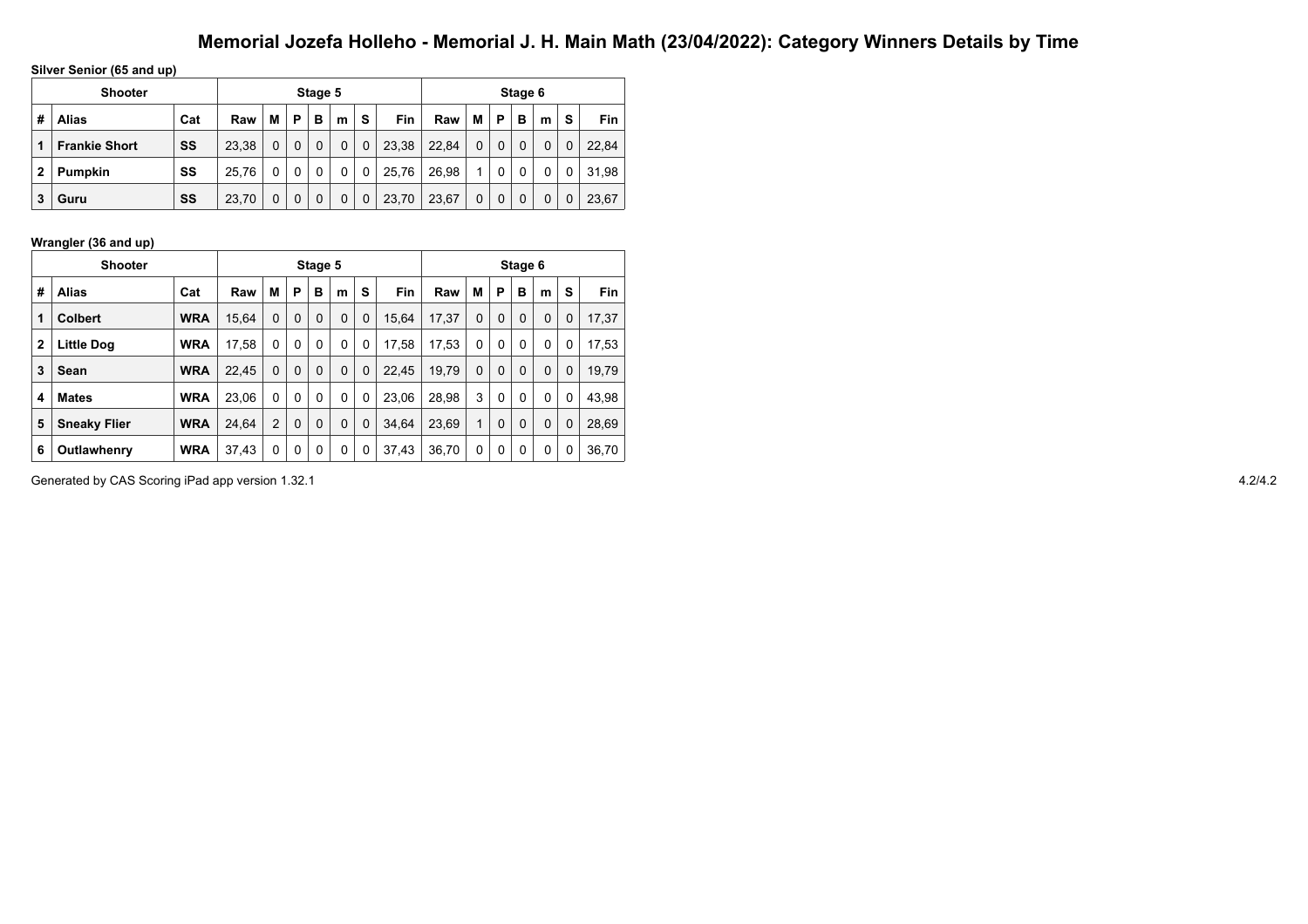# Memorial Jozefa Holleho - Memorial J. H. Main Math (23/04/2022): Category Winners Details by Time

**Silver Senior (65 and up)**

| Shooter | | | Stage 5 | | | | | | | Stage 6 | | | | | | |
|---|---|---|---|---|---|---|---|---|---|---|---|---|---|---|---|---|
| # | Alias | Cat | Raw | M | P | B | m | S | Fin | Raw | M | P | B | m | S | Fin |
| 1 | **Frankie Short** | **SS** | 23,38 | 0 | 0 | 0 | 0 | 0 | 23,38 | 22,84 | 0 | 0 | 0 | 0 | 0 | 22,84 |
| 2 | **Pumpkin** | **SS** | 25,76 | 0 | 0 | 0 | 0 | 0 | 25,76 | 26,98 | 1 | 0 | 0 | 0 | 0 | 31,98 |
| 3 | **Guru** | **SS** | 23,70 | 0 | 0 | 0 | 0 | 0 | 23,70 | 23,67 | 0 | 0 | 0 | 0 | 0 | 23,67 |

**Wrangler (36 and up)**

| Shooter | | | Stage 5 | | | | | | | Stage 6 | | | | | | |
|---|---|---|---|---|---|---|---|---|---|---|---|---|---|---|---|---|
| # | Alias | Cat | Raw | M | P | B | m | S | Fin | Raw | M | P | B | m | S | Fin |
| 1 | **Colbert** | **WRA** | 15,64 | 0 | 0 | 0 | 0 | 0 | 15,64 | 17,37 | 0 | 0 | 0 | 0 | 0 | 17,37 |
| 2 | **Little Dog** | **WRA** | 17,58 | 0 | 0 | 0 | 0 | 0 | 17,58 | 17,53 | 0 | 0 | 0 | 0 | 0 | 17,53 |
| 3 | **Sean** | **WRA** | 22,45 | 0 | 0 | 0 | 0 | 0 | 22,45 | 19,79 | 0 | 0 | 0 | 0 | 0 | 19,79 |
| 4 | **Mates** | **WRA** | 23,06 | 0 | 0 | 0 | 0 | 0 | 23,06 | 28,98 | 3 | 0 | 0 | 0 | 0 | 43,98 |
| 5 | **Sneaky Flier** | **WRA** | 24,64 | 2 | 0 | 0 | 0 | 0 | 34,64 | 23,69 | 1 | 0 | 0 | 0 | 0 | 28,69 |
| 6 | **Outlawhenry** | **WRA** | 37,43 | 0 | 0 | 0 | 0 | 0 | 37,43 | 36,70 | 0 | 0 | 0 | 0 | 0 | 36,70 |

Generated by CAS Scoring iPad app version 1.32.1